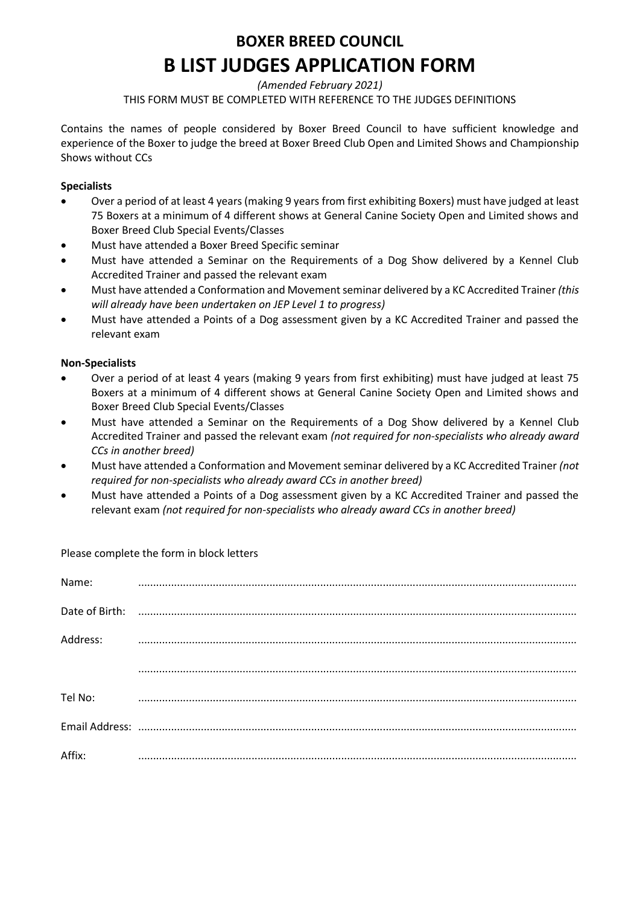# BOXER BREED COUNCIL

# B LIST JUDGES APPLICATION FORM

*(Amended February 2021)*

THIS FORM MUST BE COMPLETED WITH REFERENCE TO THE JUDGES DEFINITIONS

Contains the names of people considered by Boxer Breed Council to have sufficient knowledge and experience of the Boxer to judge the breed at Boxer Breed Club Open and Limited Shows and Championship Shows without CCs

**Specialists**

- Over a period of at least 4 years (making 9 years from first exhibiting Boxers) must have judged at least 75 Boxers at a minimum of 4 different shows at General Canine Society Open and Limited shows and Boxer Breed Club Special Events/Classes
- Must have attended a Boxer Breed Specific seminar
- Must have attended a Seminar on the Requirements of a Dog Show delivered by a Kennel Club Accredited Trainer and passed the relevant exam
- Must have attended a Conformation and Movement seminar delivered by a KC Accredited Trainer *(this will already have been undertaken on JEP Level 1 to progress)*
- Must have attended a Points of a Dog assessment given by a KC Accredited Trainer and passed the relevant exam

**Non-Specialists**

- Over a period of at least 4 years (making 9 years from first exhibiting) must have judged at least 75 Boxers at a minimum of 4 different shows at General Canine Society Open and Limited shows and Boxer Breed Club Special Events/Classes
- Must have attended a Seminar on the Requirements of a Dog Show delivered by a Kennel Club Accredited Trainer and passed the relevant exam *(not required for non-specialists who already award CCs in another breed)*
- Must have attended a Conformation and Movement seminar delivered by a KC Accredited Trainer *(not required for non-specialists who already award CCs in another breed)*
- Must have attended a Points of a Dog assessment given by a KC Accredited Trainer and passed the relevant exam *(not required for non-specialists who already award CCs in another breed)*

Please complete the form in block letters

Name: ..................................................................................................................................

Date of Birth: ..................................................................................................................................

Address: ..................................................................................................................................

..................................................................................................................................

Tel No: ..................................................................................................................................

Email Address: ..................................................................................................................................

Affix: ..................................................................................................................................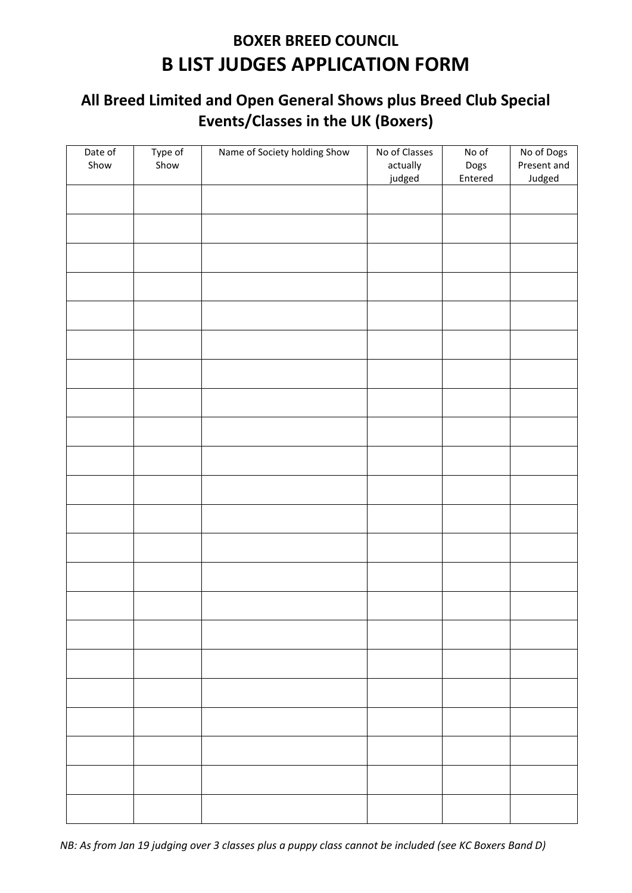# BOXER BREED COUNCIL

# B LIST JUDGES APPLICATION FORM

## All Breed Limited and Open General Shows plus Breed Club Special Events/Classes in the UK (Boxers)

| Date of Show | Type of Show | Name of Society holding Show | No of Classes actually judged | No of Dogs Entered | No of Dogs Present and Judged |
|---|---|---|---|---|---|
| | | | | | |
| | | | | | |
| | | | | | |
| | | | | | |
| | | | | | |
| | | | | | |
| | | | | | |
| | | | | | |
| | | | | | |
| | | | | | |
| | | | | | |
| | | | | | |
| | | | | | |
| | | | | | |
| | | | | | |
| | | | | | |
| | | | | | |
| | | | | | |
| | | | | | |
| | | | | | |
| | | | | | |
| | | | | | |

*NB: As from Jan 19 judging over 3 classes plus a puppy class cannot be included (see KC Boxers Band D)*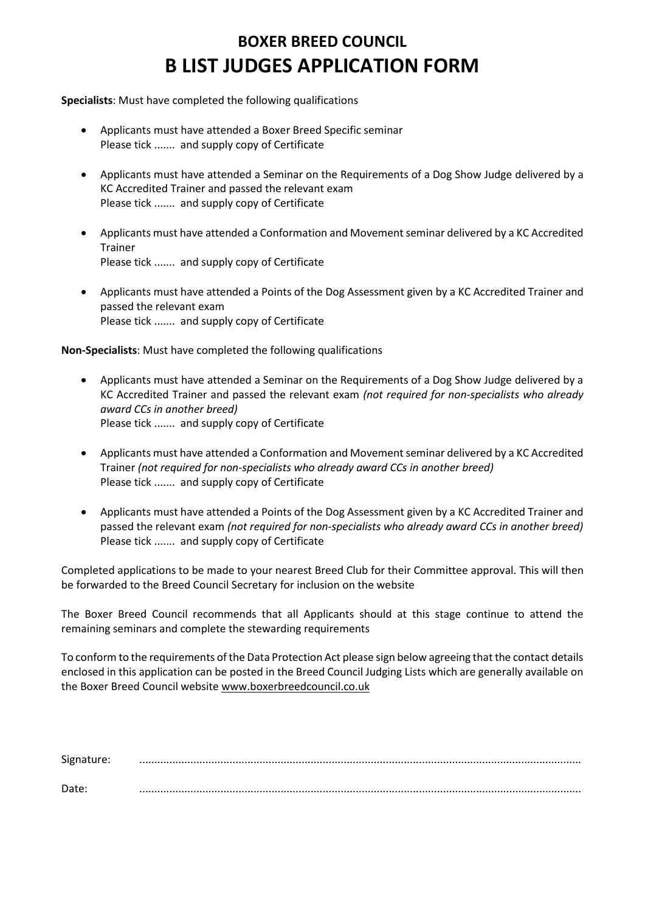# BOXER BREED COUNCIL
# B LIST JUDGES APPLICATION FORM

**Specialists**: Must have completed the following qualifications

- Applicants must have attended a Boxer Breed Specific seminar
  Please tick ....... and supply copy of Certificate

- Applicants must have attended a Seminar on the Requirements of a Dog Show Judge delivered by a KC Accredited Trainer and passed the relevant exam
  Please tick ....... and supply copy of Certificate

- Applicants must have attended a Conformation and Movement seminar delivered by a KC Accredited Trainer
  Please tick ....... and supply copy of Certificate

- Applicants must have attended a Points of the Dog Assessment given by a KC Accredited Trainer and passed the relevant exam
  Please tick ....... and supply copy of Certificate

**Non-Specialists**: Must have completed the following qualifications

- Applicants must have attended a Seminar on the Requirements of a Dog Show Judge delivered by a KC Accredited Trainer and passed the relevant exam *(not required for non-specialists who already award CCs in another breed)*
  Please tick ....... and supply copy of Certificate

- Applicants must have attended a Conformation and Movement seminar delivered by a KC Accredited Trainer *(not required for non-specialists who already award CCs in another breed)*
  Please tick ....... and supply copy of Certificate

- Applicants must have attended a Points of the Dog Assessment given by a KC Accredited Trainer and passed the relevant exam *(not required for non-specialists who already award CCs in another breed)*
  Please tick ....... and supply copy of Certificate

Completed applications to be made to your nearest Breed Club for their Committee approval. This will then be forwarded to the Breed Council Secretary for inclusion on the website

The Boxer Breed Council recommends that all Applicants should at this stage continue to attend the remaining seminars and complete the stewarding requirements

To conform to the requirements of the Data Protection Act please sign below agreeing that the contact details enclosed in this application can be posted in the Breed Council Judging Lists which are generally available on the Boxer Breed Council website www.boxerbreedcouncil.co.uk

Signature: ..................................................................................................................................

Date: ..................................................................................................................................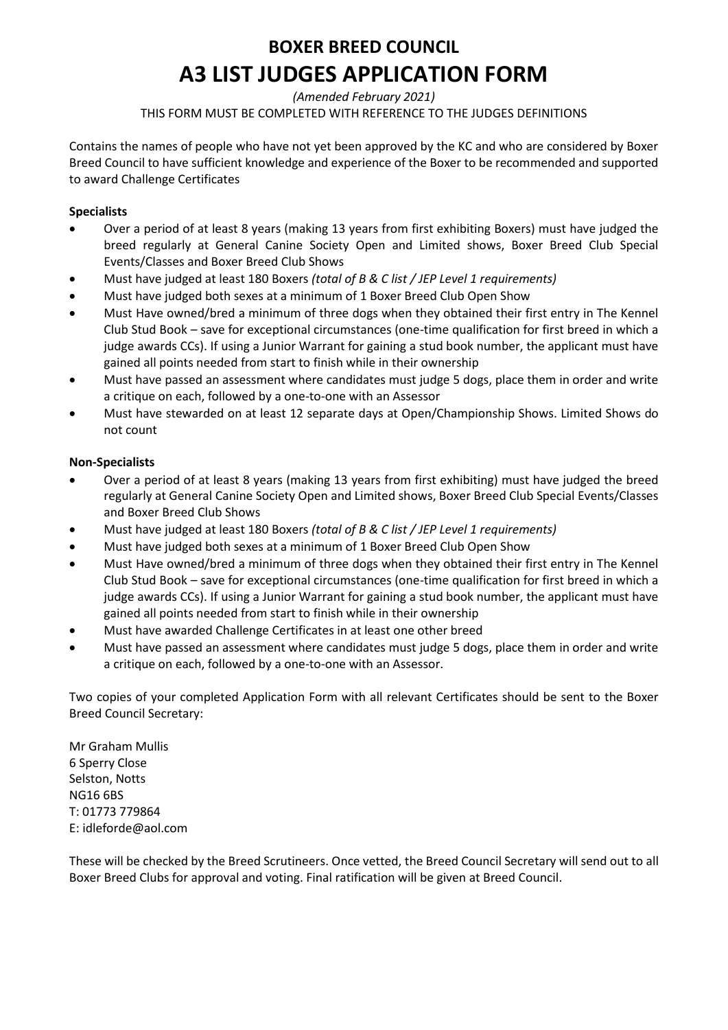# BOXER BREED COUNCIL

# A3 LIST JUDGES APPLICATION FORM

*(Amended February 2021)*

THIS FORM MUST BE COMPLETED WITH REFERENCE TO THE JUDGES DEFINITIONS

Contains the names of people who have not yet been approved by the KC and who are considered by Boxer Breed Council to have sufficient knowledge and experience of the Boxer to be recommended and supported to award Challenge Certificates

**Specialists**

- Over a period of at least 8 years (making 13 years from first exhibiting Boxers) must have judged the breed regularly at General Canine Society Open and Limited shows, Boxer Breed Club Special Events/Classes and Boxer Breed Club Shows
- Must have judged at least 180 Boxers *(total of B & C list / JEP Level 1 requirements)*
- Must have judged both sexes at a minimum of 1 Boxer Breed Club Open Show
- Must Have owned/bred a minimum of three dogs when they obtained their first entry in The Kennel Club Stud Book – save for exceptional circumstances (one-time qualification for first breed in which a judge awards CCs). If using a Junior Warrant for gaining a stud book number, the applicant must have gained all points needed from start to finish while in their ownership
- Must have passed an assessment where candidates must judge 5 dogs, place them in order and write a critique on each, followed by a one-to-one with an Assessor
- Must have stewarded on at least 12 separate days at Open/Championship Shows. Limited Shows do not count

**Non-Specialists**

- Over a period of at least 8 years (making 13 years from first exhibiting) must have judged the breed regularly at General Canine Society Open and Limited shows, Boxer Breed Club Special Events/Classes and Boxer Breed Club Shows
- Must have judged at least 180 Boxers *(total of B & C list / JEP Level 1 requirements)*
- Must have judged both sexes at a minimum of 1 Boxer Breed Club Open Show
- Must Have owned/bred a minimum of three dogs when they obtained their first entry in The Kennel Club Stud Book – save for exceptional circumstances (one-time qualification for first breed in which a judge awards CCs). If using a Junior Warrant for gaining a stud book number, the applicant must have gained all points needed from start to finish while in their ownership
- Must have awarded Challenge Certificates in at least one other breed
- Must have passed an assessment where candidates must judge 5 dogs, place them in order and write a critique on each, followed by a one-to-one with an Assessor.

Two copies of your completed Application Form with all relevant Certificates should be sent to the Boxer Breed Council Secretary:

Mr Graham Mullis
6 Sperry Close
Selston, Notts
NG16 6BS
T: 01773 779864
E: idleforde@aol.com

These will be checked by the Breed Scrutineers. Once vetted, the Breed Council Secretary will send out to all Boxer Breed Clubs for approval and voting. Final ratification will be given at Breed Council.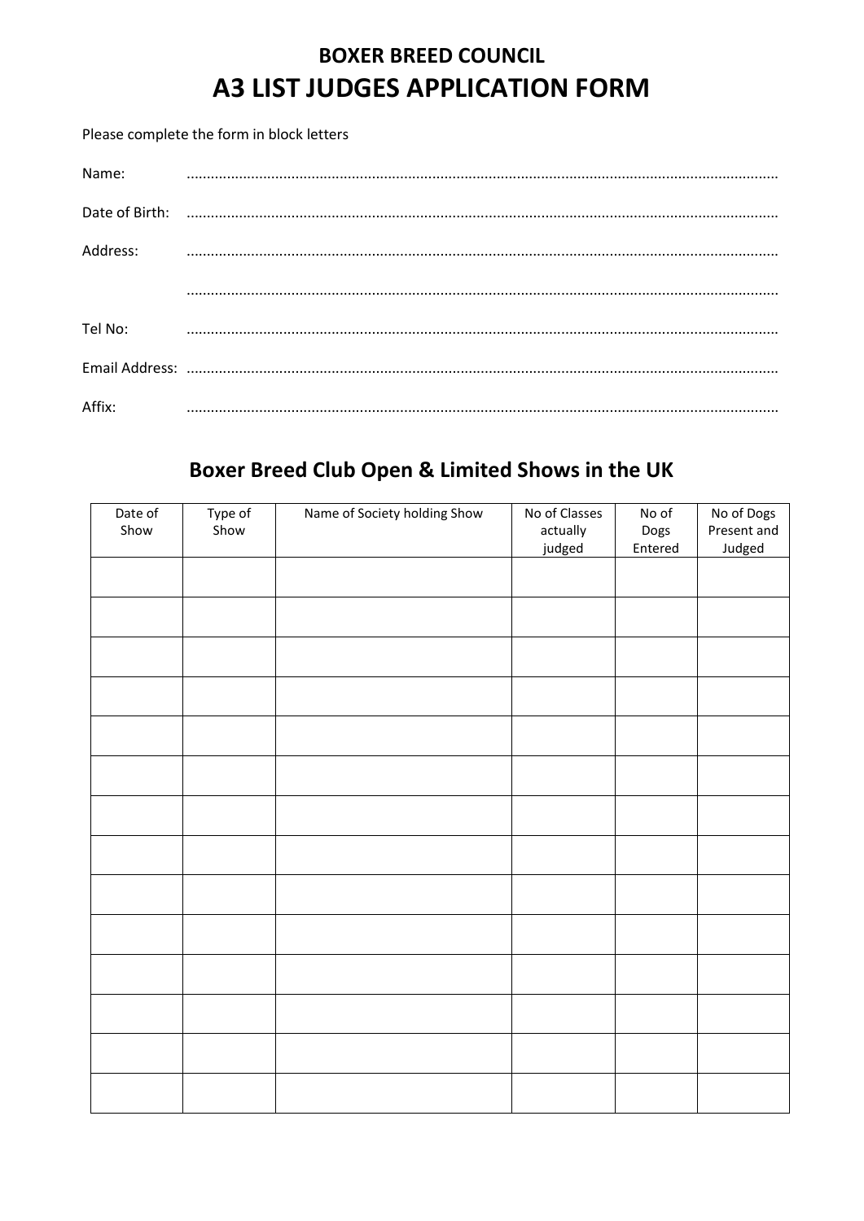# BOXER BREED COUNCIL

# A3 LIST JUDGES APPLICATION FORM

Please complete the form in block letters

Name: ..........................................................................................................................................

Date of Birth: ..........................................................................................................................................

Address: ..........................................................................................................................................

..........................................................................................................................................

Tel No: ..........................................................................................................................................

Email Address: ..........................................................................................................................................

Affix: ..........................................................................................................................................

## Boxer Breed Club Open & Limited Shows in the UK

| Date of Show | Type of Show | Name of Society holding Show | No of Classes actually judged | No of Dogs Entered | No of Dogs Present and Judged |
|---|---|---|---|---|---|
| | | | | | |
| | | | | | |
| | | | | | |
| | | | | | |
| | | | | | |
| | | | | | |
| | | | | | |
| | | | | | |
| | | | | | |
| | | | | | |
| | | | | | |
| | | | | | |
| | | | | | |
| | | | | | |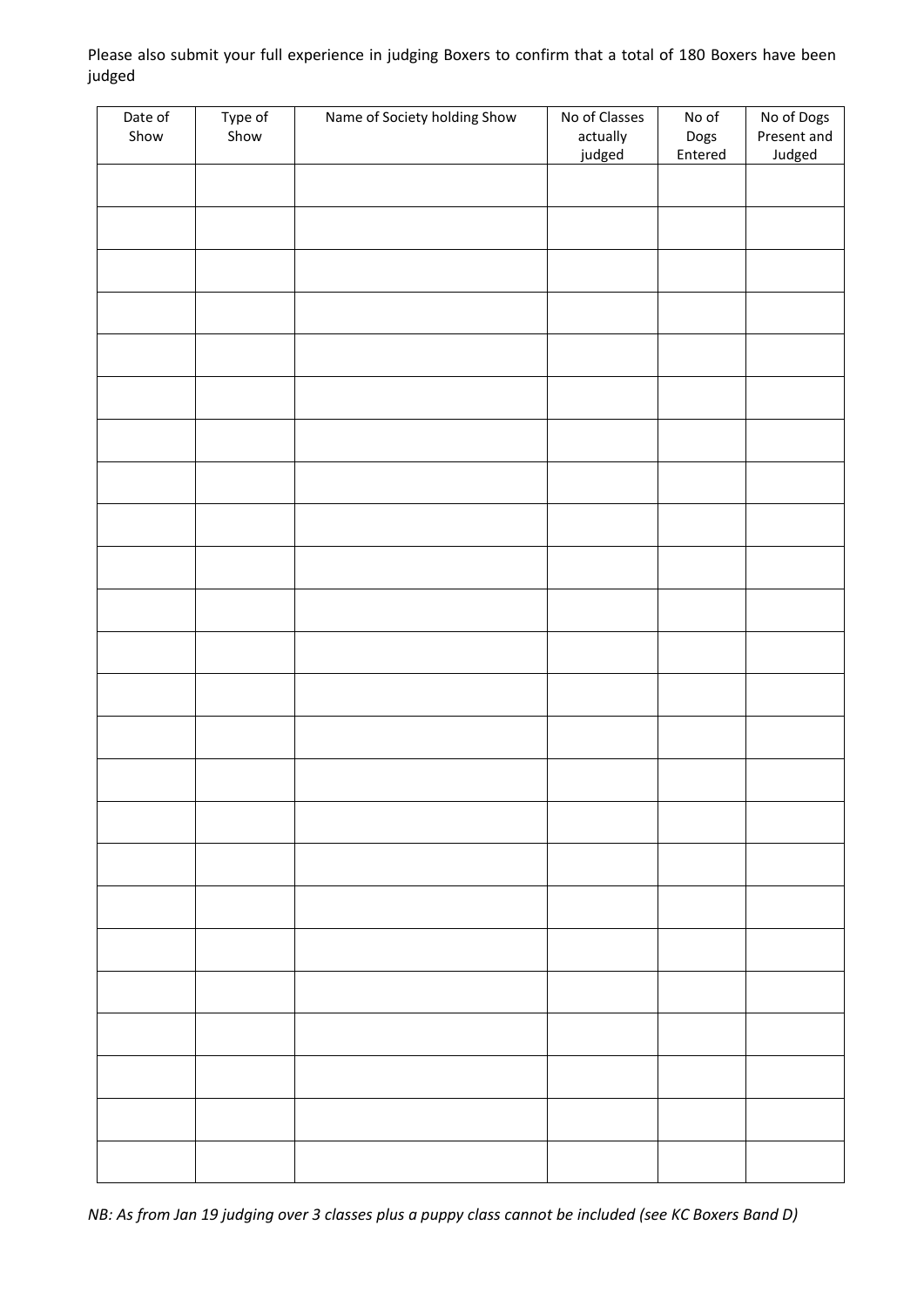Please also submit your full experience in judging Boxers to confirm that a total of 180 Boxers have been judged

| Date of Show | Type of Show | Name of Society holding Show | No of Classes actually judged | No of Dogs Entered | No of Dogs Present and Judged |
|---|---|---|---|---|---|
| | | | | | |
| | | | | | |
| | | | | | |
| | | | | | |
| | | | | | |
| | | | | | |
| | | | | | |
| | | | | | |
| | | | | | |
| | | | | | |
| | | | | | |
| | | | | | |
| | | | | | |
| | | | | | |
| | | | | | |
| | | | | | |
| | | | | | |
| | | | | | |
| | | | | | |
| | | | | | |
| | | | | | |
| | | | | | |
| | | | | | |
| | | | | | |

*NB: As from Jan 19 judging over 3 classes plus a puppy class cannot be included (see KC Boxers Band D)*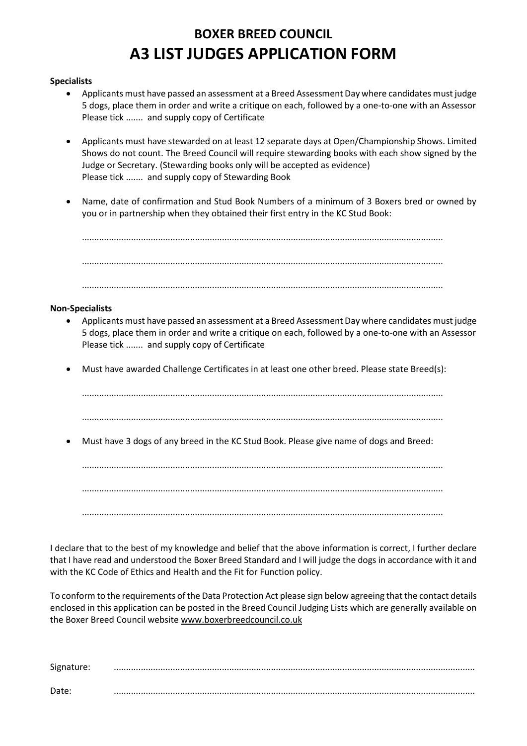# BOXER BREED COUNCIL
# A3 LIST JUDGES APPLICATION FORM

**Specialists**

- Applicants must have passed an assessment at a Breed Assessment Day where candidates must judge 5 dogs, place them in order and write a critique on each, followed by a one-to-one with an Assessor
  Please tick ....... and supply copy of Certificate

- Applicants must have stewarded on at least 12 separate days at Open/Championship Shows. Limited Shows do not count. The Breed Council will require stewarding books with each show signed by the Judge or Secretary. (Stewarding books only will be accepted as evidence)
  Please tick ....... and supply copy of Stewarding Book

- Name, date of confirmation and Stud Book Numbers of a minimum of 3 Boxers bred or owned by you or in partnership when they obtained their first entry in the KC Stud Book:

  ...............................................................................................................................................

  ...............................................................................................................................................

  ...............................................................................................................................................

**Non-Specialists**

- Applicants must have passed an assessment at a Breed Assessment Day where candidates must judge 5 dogs, place them in order and write a critique on each, followed by a one-to-one with an Assessor
  Please tick ....... and supply copy of Certificate

- Must have awarded Challenge Certificates in at least one other breed. Please state Breed(s):

  ...............................................................................................................................................

  ...............................................................................................................................................

- Must have 3 dogs of any breed in the KC Stud Book. Please give name of dogs and Breed:

  ...............................................................................................................................................

  ...............................................................................................................................................

  ...............................................................................................................................................

I declare that to the best of my knowledge and belief that the above information is correct, I further declare that I have read and understood the Boxer Breed Standard and I will judge the dogs in accordance with it and with the KC Code of Ethics and Health and the Fit for Function policy.

To conform to the requirements of the Data Protection Act please sign below agreeing that the contact details enclosed in this application can be posted in the Breed Council Judging Lists which are generally available on the Boxer Breed Council website www.boxerbreedcouncil.co.uk

Signature: ...............................................................................................................................................

Date: ...............................................................................................................................................